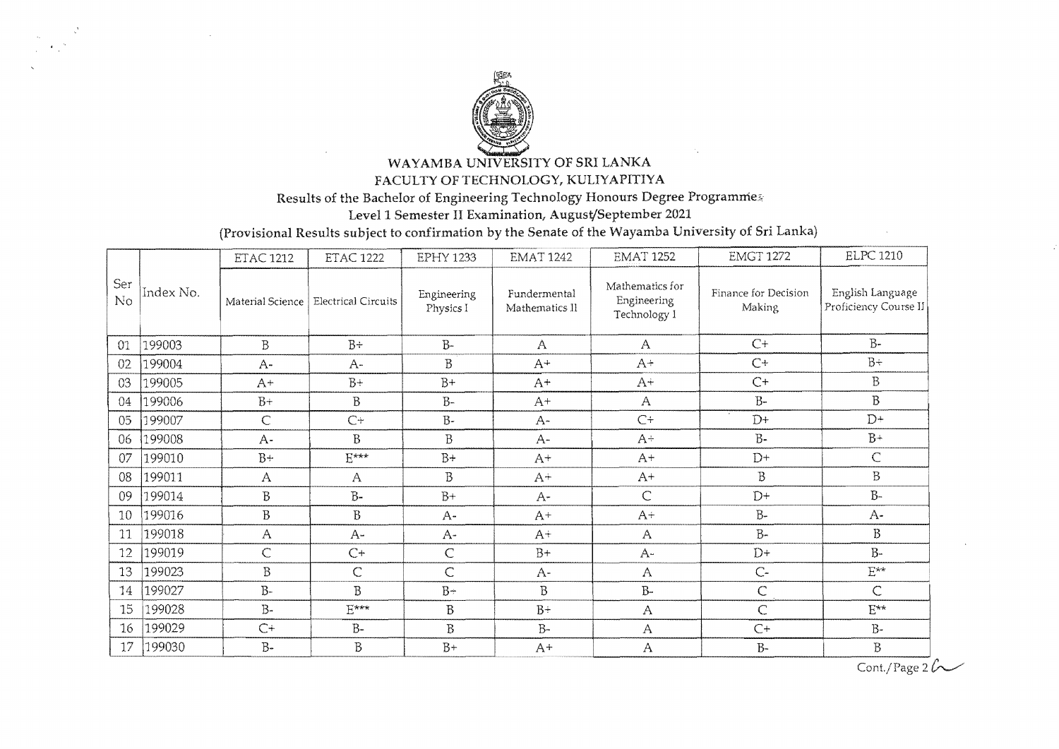# WAYAMBA UNIVERSITY OF SRI LANKA

## FACULTY OF TECHNOLOGY, KULIYAPITIYA

### Results of the Bachelor of Engineering Technology Honours Degree Programme

### Level 1 Semester II Examination, August/September 2021

(Provisional Results subject to confirmation by the Senate of the Wayamba University of Sri Lanka)

| Ser No | Index No. | ETAC 1212 | ETAC 1222 | EPHY 1233 | EMAT 1242 | EMAT 1252 | EMGT 1272 | ELPC 1210 |
|---|---|---|---|---|---|---|---|---|
| | | Material Science | Electrical Circuits | Engineering Physics I | Fundermental Mathematics II | Mathematics for Engineering Technology I | Finance for Decision Making | English Language Proficiency Course II |
| 01 | 199003 | B | B+ | B- | A | A | C+ | B- |
| 02 | 199004 | A- | A- | B | A+ | A+ | C+ | B+ |
| 03 | 199005 | A+ | B+ | B+ | A+ | A+ | C+ | B |
| 04 | 199006 | B+ | B | B- | A+ | A | B- | B |
| 05 | 199007 | C | C+ | B- | A- | C+ | D+ | D+ |
| 06 | 199008 | A- | B | B | A- | A+ | B- | B+ |
| 07 | 199010 | B+ | E*** | B+ | A+ | A+ | D+ | C |
| 08 | 199011 | A | A | B | A+ | A+ | B | B |
| 09 | 199014 | B | B- | B+ | A- | C | D+ | B- |
| 10 | 199016 | B | B | A- | A+ | A+ | B- | A- |
| 11 | 199018 | A | A- | A- | A+ | A | B- | B |
| 12 | 199019 | C | C+ | C | B+ | A- | D+ | B- |
| 13 | 199023 | B | C | C | A- | A | C- | E** |
| 14 | 199027 | B- | B | B+ | B | B- | C | C |
| 15 | 199028 | B- | E*** | B | B+ | A | C | E** |
| 16 | 199029 | C+ | B- | B | B- | A | C+ | B- |
| 17 | 199030 | B- | B | B+ | A+ | A | B- | B |

Cont./Page 2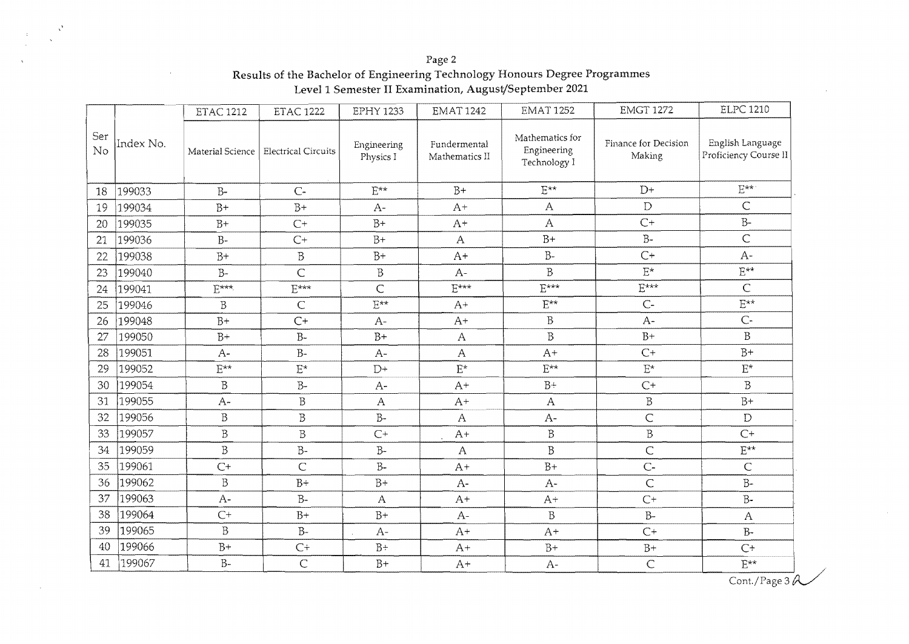Results of the Bachelor of Engineering Technology Honours Degree Programmes
Level 1 Semester II Examination, August/September 2021

| Ser No | Index No. | ETAC 1212 Material Science | ETAC 1222 Electrical Circuits | EPHY 1233 Engineering Physics I | EMAT 1242 Fundermental Mathematics II | EMAT 1252 Mathematics for Engineering Technology I | EMGT 1272 Finance for Decision Making | ELPC 1210 English Language Proficiency Course II |
|---|---|---|---|---|---|---|---|---|
| 18 | 199033 | B- | C- | E** | B+ | E** | D+ | E** |
| 19 | 199034 | B+ | B+ | A- | A+ | A | D | C |
| 20 | 199035 | B+ | C+ | B+ | A+ | A | C+ | B- |
| 21 | 199036 | B- | C+ | B+ | A | B+ | B- | C |
| 22 | 199038 | B+ | B | B+ | A+ | B- | C+ | A- |
| 23 | 199040 | B- | C | B | A- | B | E* | E** |
| 24 | 199041 | E*** | E*** | C | E*** | E*** | E*** | C |
| 25 | 199046 | B | C | E** | A+ | E** | C- | E** |
| 26 | 199048 | B+ | C+ | A- | A+ | B | A- | C- |
| 27 | 199050 | B+ | B- | B+ | A | B | B+ | B |
| 28 | 199051 | A- | B- | A- | A | A+ | C+ | B+ |
| 29 | 199052 | E** | E* | D+ | E* | E** | E* | E* |
| 30 | 199054 | B | B- | A- | A+ | B+ | C+ | B |
| 31 | 199055 | A- | B | A | A+ | A | B | B+ |
| 32 | 199056 | B | B | B- | A | A- | C | D |
| 33 | 199057 | B | B | C+ | A+ | B | B | C+ |
| 34 | 199059 | B | B- | B- | A | B | C | E** |
| 35 | 199061 | C+ | C | B- | A+ | B+ | C- | C |
| 36 | 199062 | B | B+ | B+ | A- | A- | C | B- |
| 37 | 199063 | A- | B- | A | A+ | A+ | C+ | B- |
| 38 | 199064 | C+ | B+ | B+ | A- | B | B- | A |
| 39 | 199065 | B | B- | A- | A+ | A+ | C+ | B- |
| 40 | 199066 | B+ | C+ | B+ | A+ | B+ | B+ | C+ |
| 41 | 199067 | B- | C | B+ | A+ | A- | C | E** |

Cont./Page 3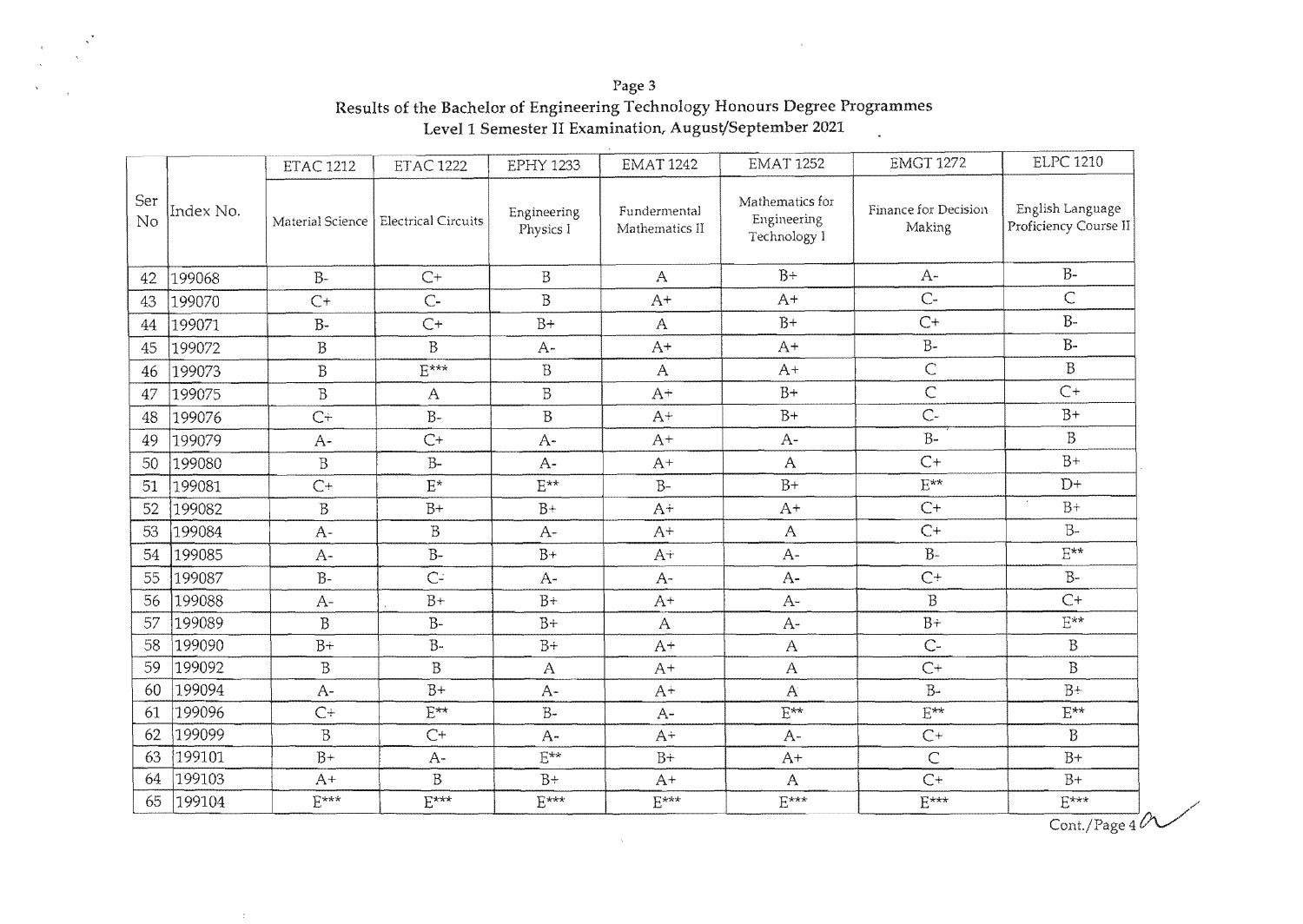Results of the Bachelor of Engineering Technology Honours Degree Programmes
Level 1 Semester II Examination, August/September 2021

| Ser No | Index No. | ETAC 1212 | ETAC 1222 | EPHY 1233 | EMAT 1242 | EMAT 1252 | EMGT 1272 | ELPC 1210 |
|---|---|---|---|---|---|---|---|---|
| | | Material Science | Electrical Circuits | Engineering Physics I | Fundermental Mathematics II | Mathematics for Engineering Technology I | Finance for Decision Making | English Language Proficiency Course II |
| 42 | 199068 | B- | C+ | B | A | B+ | A- | B- |
| 43 | 199070 | C+ | C- | B | A+ | A+ | C- | C |
| 44 | 199071 | B- | C+ | B+ | A | B+ | C+ | B- |
| 45 | 199072 | B | B | A- | A+ | A+ | B- | B- |
| 46 | 199073 | B | E*** | B | A | A+ | C | B |
| 47 | 199075 | B | A | B | A+ | B+ | C | C+ |
| 48 | 199076 | C+ | B- | B | A+ | B+ | C- | B+ |
| 49 | 199079 | A- | C+ | A- | A+ | A- | B- | B |
| 50 | 199080 | B | B- | A- | A+ | A | C+ | B+ |
| 51 | 199081 | C+ | E* | E** | B- | B+ | E** | D+ |
| 52 | 199082 | B | B+ | B+ | A+ | A+ | C+ | B+ |
| 53 | 199084 | A- | B | A- | A+ | A | C+ | B- |
| 54 | 199085 | A- | B- | B+ | A+ | A- | B- | E** |
| 55 | 199087 | B- | C- | A- | A- | A- | C+ | B- |
| 56 | 199088 | A- | B+ | B+ | A+ | A- | B | C+ |
| 57 | 199089 | B | B- | B+ | A | A- | B+ | E** |
| 58 | 199090 | B+ | B- | B+ | A+ | A | C- | B |
| 59 | 199092 | B | B | A | A+ | A | C+ | B |
| 60 | 199094 | A- | B+ | A- | A+ | A | B- | B+ |
| 61 | 199096 | C+ | E** | B- | A- | E** | E** | E** |
| 62 | 199099 | B | C+ | A- | A+ | A- | C+ | B |
| 63 | 199101 | B+ | A- | E** | B+ | A+ | C | B+ |
| 64 | 199103 | A+ | B | B+ | A+ | A | C+ | B+ |
| 65 | 199104 | E*** | E*** | E*** | E*** | E*** | E*** | E*** |

Cont./Page 4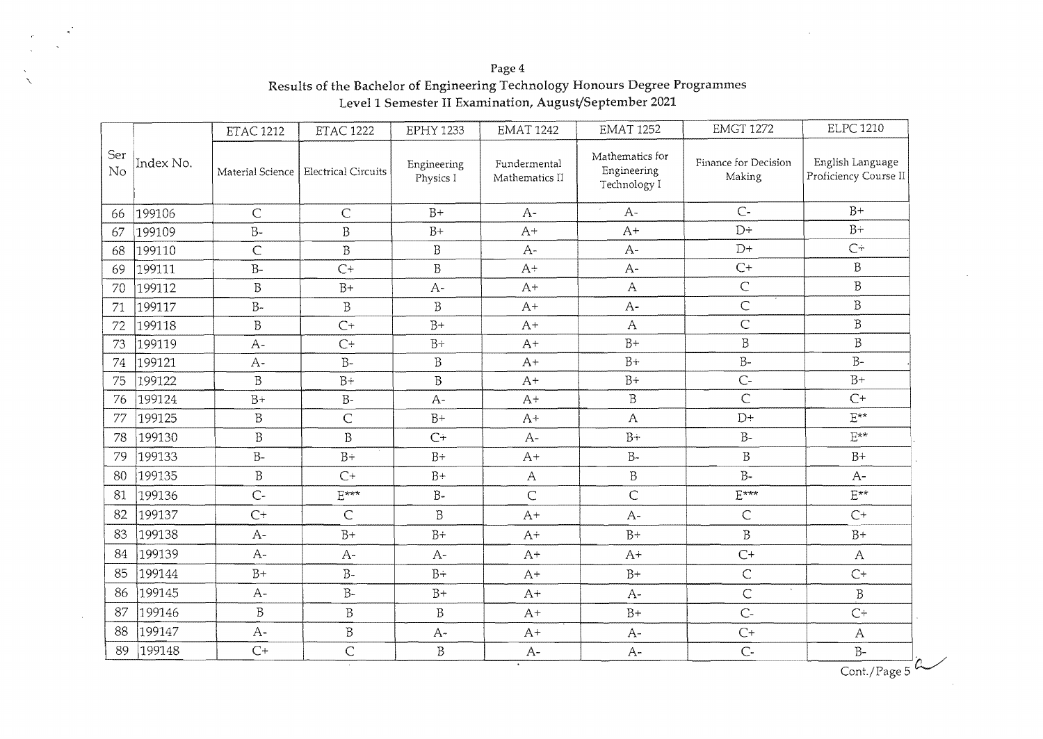Results of the Bachelor of Engineering Technology Honours Degree Programmes
Level 1 Semester II Examination, August/September 2021

| Ser No | Index No. | ETAC 1212 | ETAC 1222 | EPHY 1233 | EMAT 1242 | EMAT 1252 | EMGT 1272 | ELPC 1210 |
|---|---|---|---|---|---|---|---|---|
| | | Material Science | Electrical Circuits | Engineering Physics I | Fundermental Mathematics II | Mathematics for Engineering Technology I | Finance for Decision Making | English Language Proficiency Course II |
| 66 | 199106 | C | C | B+ | A- | A- | C- | B+ |
| 67 | 199109 | B- | B | B+ | A+ | A+ | D+ | B+ |
| 68 | 199110 | C | B | B | A- | A- | D+ | C+ |
| 69 | 199111 | B- | C+ | B | A+ | A- | C+ | B |
| 70 | 199112 | B | B+ | A- | A+ | A | C | B |
| 71 | 199117 | B- | B | B | A+ | A- | C | B |
| 72 | 199118 | B | C+ | B+ | A+ | A | C | B |
| 73 | 199119 | A- | C+ | B+ | A+ | B+ | B | B |
| 74 | 199121 | A- | B- | B | A+ | B+ | B- | B- |
| 75 | 199122 | B | B+ | B | A+ | B+ | C- | B+ |
| 76 | 199124 | B+ | B- | A- | A+ | B | C | C+ |
| 77 | 199125 | B | C | B+ | A+ | A | D+ | E** |
| 78 | 199130 | B | B | C+ | A- | B+ | B- | E** |
| 79 | 199133 | B- | B+ | B+ | A+ | B- | B | B+ |
| 80 | 199135 | B | C+ | B+ | A | B | B- | A- |
| 81 | 199136 | C- | E*** | B- | C | C | E*** | E** |
| 82 | 199137 | C+ | C | B | A+ | A- | C | C+ |
| 83 | 199138 | A- | B+ | B+ | A+ | B+ | B | B+ |
| 84 | 199139 | A- | A- | A- | A+ | A+ | C+ | A |
| 85 | 199144 | B+ | B- | B+ | A+ | B+ | C | C+ |
| 86 | 199145 | A- | B- | B+ | A+ | A- | C | B |
| 87 | 199146 | B | B | B | A+ | B+ | C- | C+ |
| 88 | 199147 | A- | B | A- | A+ | A- | C+ | A |
| 89 | 199148 | C+ | C | B | A- | A- | C- | B- |

Cont./Page 5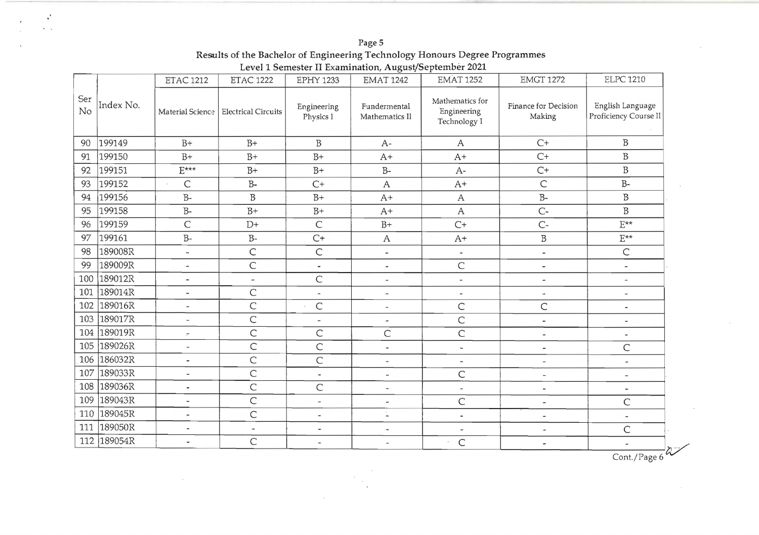Page 5

Results of the Bachelor of Engineering Technology Honours Degree Programmes

Level 1 Semester II Examination, August/September 2021

| Ser No | Index No. | ETAC 1212 | ETAC 1222 | EPHY 1233 | EMAT 1242 | EMAT 1252 | EMGT 1272 | ELPC 1210 |
|---|---|---|---|---|---|---|---|---|
| | | Material Science | Electrical Circuits | Engineering Physics I | Fundermental Mathematics II | Mathematics for Engineering Technology I | Finance for Decision Making | English Language Proficiency Course II |
| 90 | 199149 | B+ | B+ | B | A- | A | C+ | B |
| 91 | 199150 | B+ | B+ | B+ | A+ | A+ | C+ | B |
| 92 | 199151 | E*** | B+ | B+ | B- | A- | C+ | B |
| 93 | 199152 | C | B- | C+ | A | A+ | C | B- |
| 94 | 199156 | B- | B | B+ | A+ | A | B- | B |
| 95 | 199158 | B- | B+ | B+ | A+ | A | C- | B |
| 96 | 199159 | C | D+ | C | B+ | C+ | C- | E** |
| 97 | 199161 | B- | B- | C+ | A | A+ | B | E** |
| 98 | 189008R | - | C | C | - | - | - | C |
| 99 | 189009R | - | C | - | - | C | - | - |
| 100 | 189012R | - | - | C | - | - | - | - |
| 101 | 189014R | - | C | - | - | - | - | - |
| 102 | 189016R | - | C | C | - | C | C | - |
| 103 | 189017R | - | C | - | - | C | - | - |
| 104 | 189019R | - | C | C | C | C | - | - |
| 105 | 189026R | - | C | C | - | - | - | C |
| 106 | 186032R | - | C | C | - | - | - | - |
| 107 | 189033R | - | C | - | - | C | - | - |
| 108 | 189036R | - | C | C | - | - | - | - |
| 109 | 189043R | - | C | - | - | C | - | C |
| 110 | 189045R | - | C | - | - | - | - | - |
| 111 | 189050R | - | - | - | - | - | - | C |
| 112 | 189054R | - | C | - | - | C | - | - |

Cont./Page 6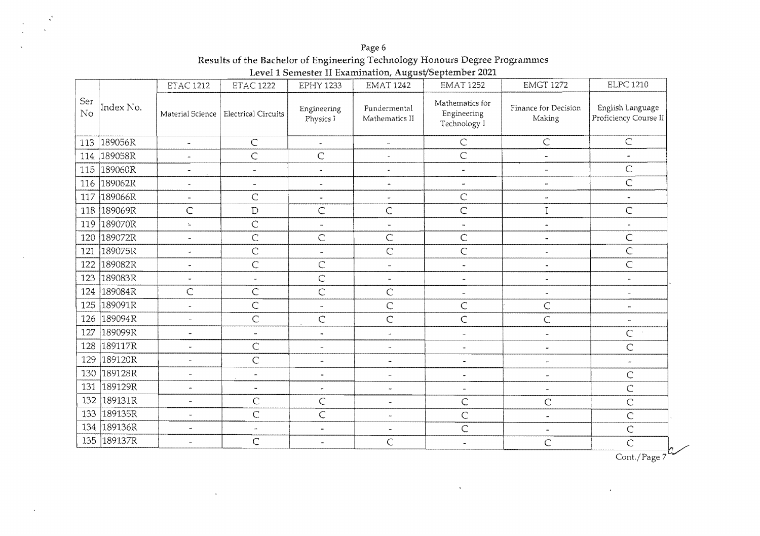Results of the Bachelor of Engineering Technology Honours Degree Programmes
Level 1 Semester II Examination, August/September 2021

| Ser No | Index No. | ETAC 1212 Material Science | ETAC 1222 Electrical Circuits | EPHY 1233 Engineering Physics I | EMAT 1242 Fundermental Mathematics II | EMAT 1252 Mathematics for Engineering Technology I | EMGT 1272 Finance for Decision Making | ELPC 1210 English Language Proficiency Course II |
|---|---|---|---|---|---|---|---|---|
| 113 | 189056R | - | C | - | - | C | C | C |
| 114 | 189058R | - | C | C | - | C | - | - |
| 115 | 189060R | - | - | - | - | - | - | C |
| 116 | 189062R | - | - | - | - | - | - | C |
| 117 | 189066R | - | C | - | - | C | - | - |
| 118 | 189069R | C | D | C | C | C | I | C |
| 119 | 189070R | - | C | - | - | - | - | - |
| 120 | 189072R | - | C | C | C | C | - | C |
| 121 | 189075R | - | C | - | C | C | - | C |
| 122 | 189082R | - | C | C | - | - | - | C |
| 123 | 189083R | - | - | C | - | - | - | - |
| 124 | 189084R | C | C | C | C | - | - | - |
| 125 | 189091R | - | C | - | C | C | C | - |
| 126 | 189094R | - | C | C | C | C | C | - |
| 127 | 189099R | - | - | - | - | - | - | C |
| 128 | 189117R | - | C | - | - | - | - | C |
| 129 | 189120R | - | C | - | - | - | - | - |
| 130 | 189128R | - | - | - | - | - | - | C |
| 131 | 189129R | - | - | - | - | - | - | C |
| 132 | 189131R | - | C | C | - | C | C | C |
| 133 | 189135R | - | C | C | - | C | - | C |
| 134 | 189136R | - | - | - | - | C | - | C |
| 135 | 189137R | - | C | - | C | - | C | C |

Cont./Page 7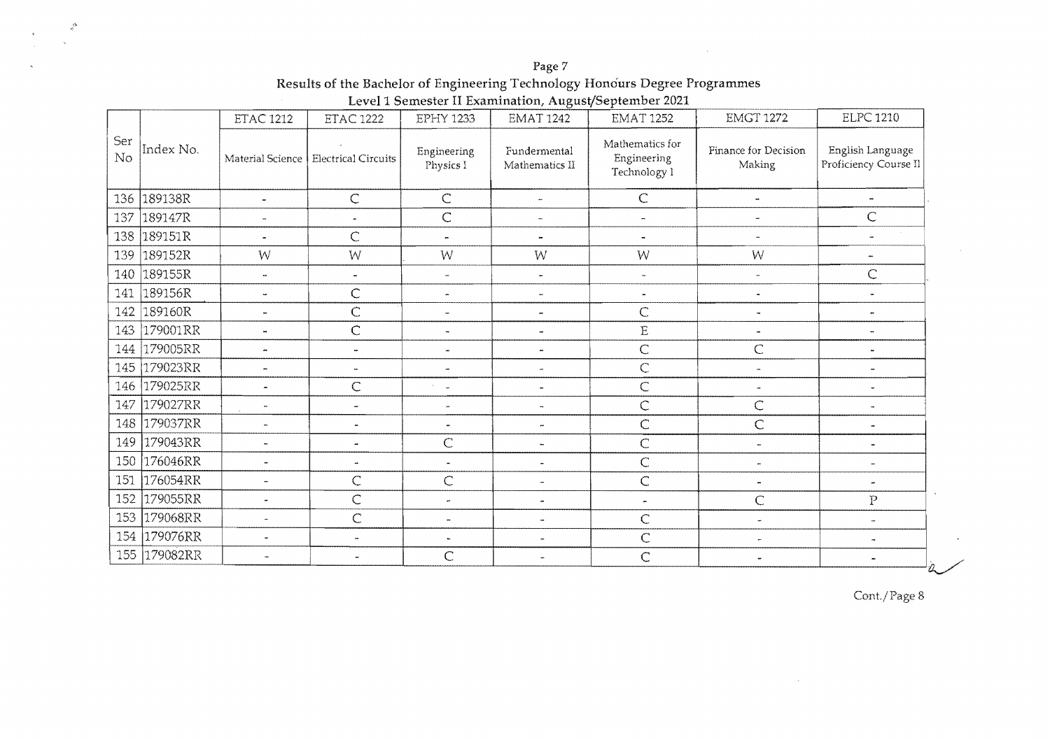Results of the Bachelor of Engineering Technology Honours Degree Programmes

Level 1 Semester II Examination, August/September 2021

| Ser No | Index No. | ETAC 1212 | ETAC 1222 | EPHY 1233 | EMAT 1242 | EMAT 1252 | EMGT 1272 | ELPC 1210 |
|---|---|---|---|---|---|---|---|---|
| | | Material Science | Electrical Circuits | Engineering Physics I | Fundermental Mathematics II | Mathematics for Engineering Technology I | Finance for Decision Making | English Language Proficiency Course II |
| 136 | 189138R | - | C | C | - | C | - | - |
| 137 | 189147R | - | - | C | - | - | - | C |
| 138 | 189151R | - | C | - | - | - | - | - |
| 139 | 189152R | W | W | W | W | W | W | - |
| 140 | 189155R | - | - | - | - | - | - | C |
| 141 | 189156R | - | C | - | - | - | - | - |
| 142 | 189160R | - | C | - | - | C | - | - |
| 143 | 179001RR | - | C | - | - | E | - | - |
| 144 | 179005RR | - | - | - | - | C | C | - |
| 145 | 179023RR | - | - | - | - | C | - | - |
| 146 | 179025RR | - | C | - | - | C | - | - |
| 147 | 179027RR | - | - | - | - | C | C | - |
| 148 | 179037RR | - | - | - | - | C | C | - |
| 149 | 179043RR | - | - | C | - | C | - | - |
| 150 | 176046RR | - | - | - | - | C | - | - |
| 151 | 176054RR | - | C | C | - | C | - | - |
| 152 | 179055RR | - | C | - | - | - | C | P |
| 153 | 179068RR | - | C | - | - | C | - | - |
| 154 | 179076RR | - | - | - | - | C | - | - |
| 155 | 179082RR | - | - | C | - | C | - | - |

Cont./Page 8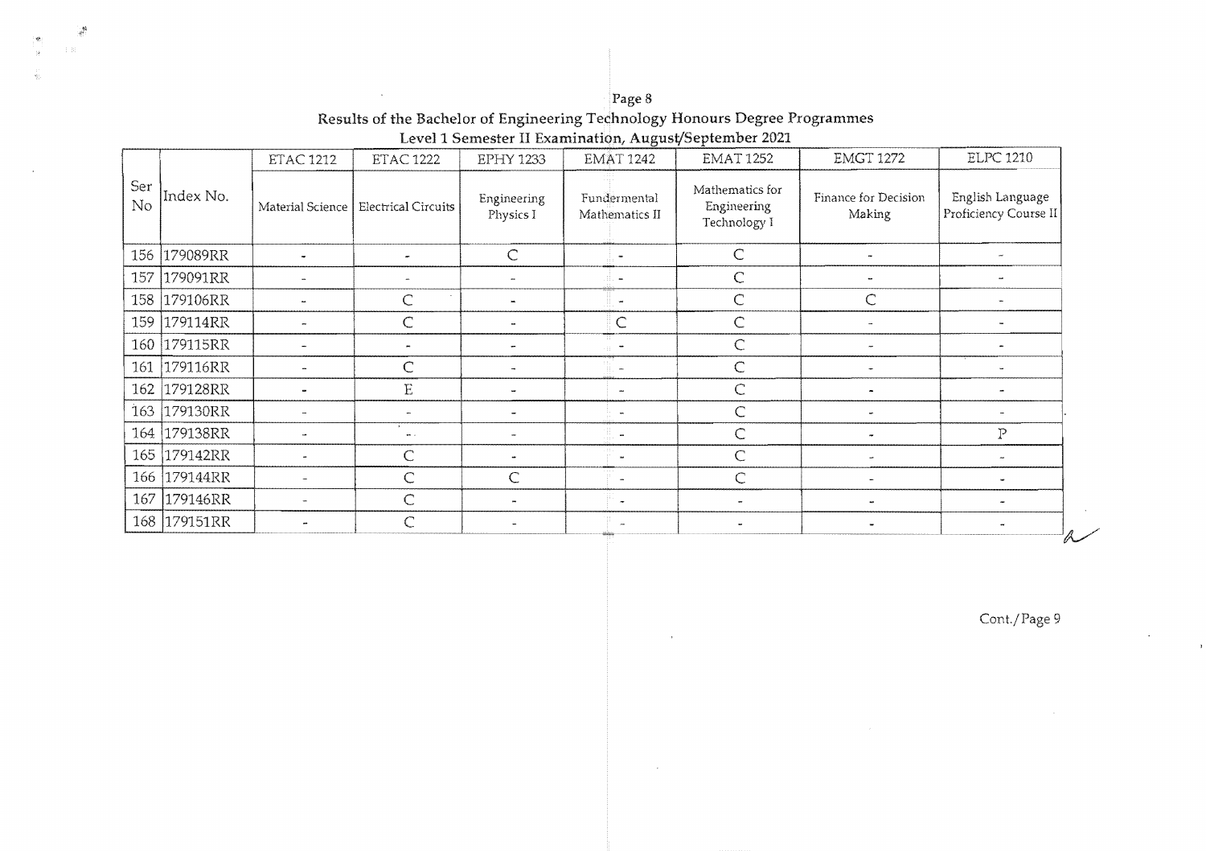Results of the Bachelor of Engineering Technology Honours Degree Programmes

Level 1 Semester II Examination, August/September 2021

| Ser No | Index No. | ETAC 1212 | ETAC 1222 | EPHY 1233 | EMAT 1242 | EMAT 1252 | EMGT 1272 | ELPC 1210 |
|---|---|---|---|---|---|---|---|---|
| | | Material Science | Electrical Circuits | Engineering Physics I | Fundermental Mathematics II | Mathematics for Engineering Technology I | Finance for Decision Making | English Language Proficiency Course II |
| 156 | 179089RR | - | - | C | - | C | - | - |
| 157 | 179091RR | - | - | - | - | C | - | - |
| 158 | 179106RR | - | C | - | - | C | C | - |
| 159 | 179114RR | - | C | - | C | C | - | - |
| 160 | 179115RR | - | - | - | - | C | - | - |
| 161 | 179116RR | - | C | - | - | C | - | - |
| 162 | 179128RR | - | E | - | - | C | - | - |
| 163 | 179130RR | - | - | - | - | C | - | - |
| 164 | 179138RR | - | - | - | - | C | - | P |
| 165 | 179142RR | - | C | - | - | C | - | - |
| 166 | 179144RR | - | C | C | - | C | - | - |
| 167 | 179146RR | - | C | - | - | - | - | - |
| 168 | 179151RR | - | C | - | - | - | - | - |

Cont./Page 9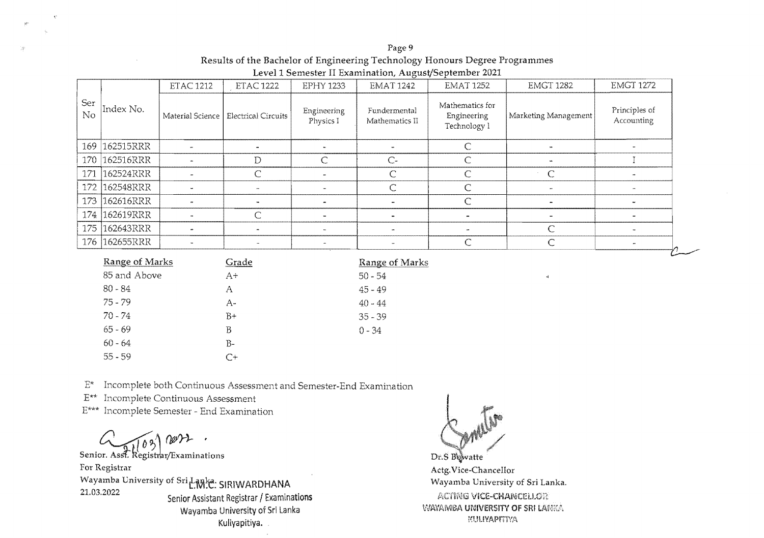Results of the Bachelor of Engineering Technology Honours Degree Programmes

Level 1 Semester II Examination, August/September 2021

| Ser No | Index No. | ETAC 1212 Material Science | ETAC 1222 Electrical Circuits | EPHY 1233 Engineering Physics I | EMAT 1242 Fundermental Mathematics II | EMAT 1252 Mathematics for Engineering Technology I | EMGT 1282 Marketing Management | EMGT 1272 Principles of Accounting |
|---|---|---|---|---|---|---|---|---|
| 169 | 162515RRR | - | - | - | - | C | - | - |
| 170 | 162516RRR | - | D | C | C- | C | - | I |
| 171 | 162524RRR | - | C | - | C | C | C | - |
| 172 | 162548RRR | - | - | - | C | C | - | - |
| 173 | 162616RRR | - | - | - | - | C | - | - |
| 174 | 162619RRR | - | C | - | - | - | - | - |
| 175 | 162643RRR | - | - | - | - | - | C | - |
| 176 | 162655RRR | - | - | - | - | C | C | - |

| Range of Marks | Grade | Range of Marks |
|---|---|---|
| 85 and Above | A+ | 50 - 54 |
| 80 - 84 | A | 45 - 49 |
| 75 - 79 | A- | 40 - 44 |
| 70 - 74 | B+ | 35 - 39 |
| 65 - 69 | B | 0 - 34 |
| 60 - 64 | B- | |
| 55 - 59 | C+ | |

E* Incomplete both Continuous Assessment and Semester-End Examination

E** Incomplete Continuous Assessment

E*** Incomplete Semester - End Examination

21/03/2022

Senior. Asst. Registrar/Examinations
For Registrar
Wayamba University of Sri Lanka
21.03.2022

L.M.C. SIRIWARDHANA
Senior Assistant Registrar / Examinations
Wayamba University of Sri Lanka
Kuliyapitiya.

Dr.S Bowatte
Actg.Vice-Chancellor
Wayamba University of Sri Lanka.

ACTING VICE-CHANCELLOR
WAYAMBA UNIVERSITY OF SRI LANKA
KULIYAPITIYA